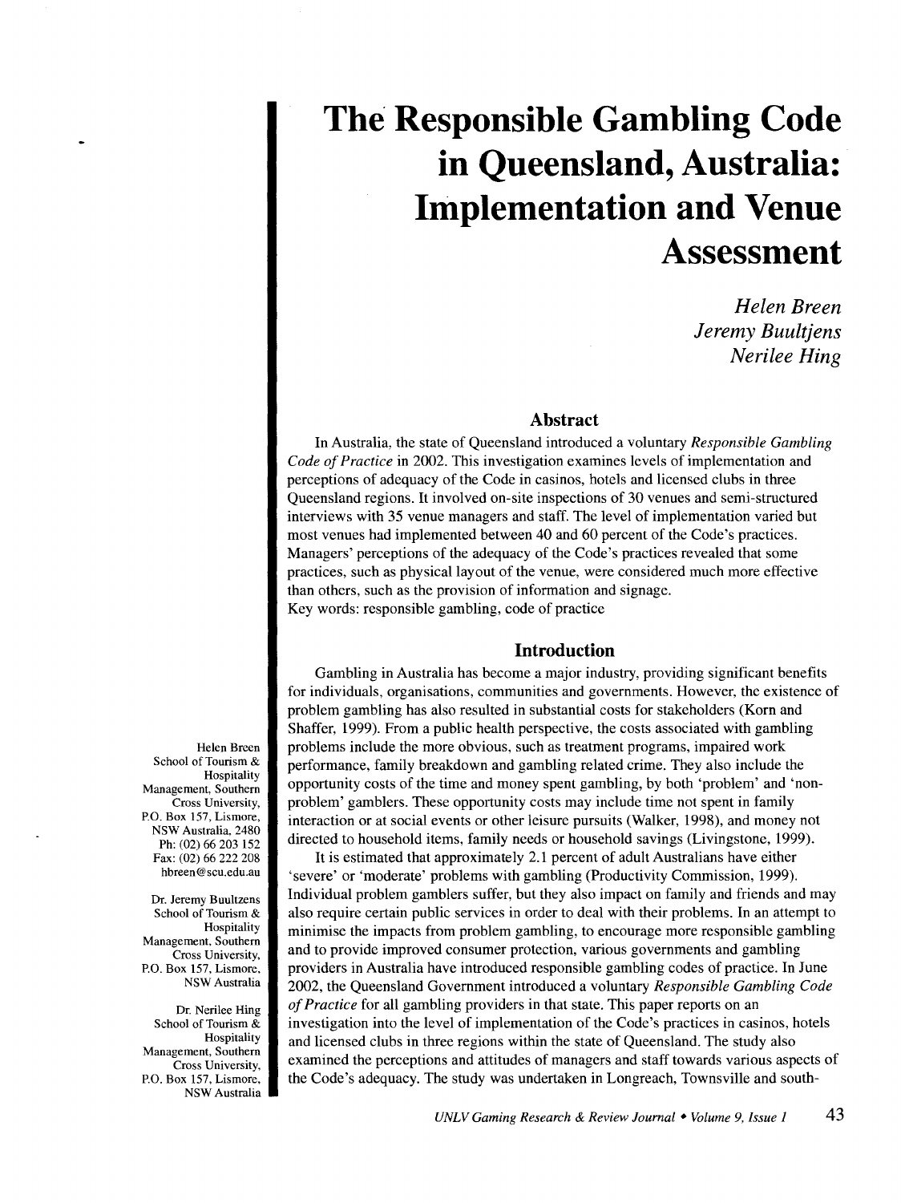# The Responsible Gambling Code in Queensland, Australia: Implementation and Venue Assessment

*Helen Breen*
*Jeremy Buultjens*
*Nerilee Hing*

## Abstract

In Australia, the state of Queensland introduced a voluntary *Responsible Gambling Code of Practice* in 2002. This investigation examines levels of implementation and perceptions of adequacy of the Code in casinos, hotels and licensed clubs in three Queensland regions. It involved on-site inspections of 30 venues and semi-structured interviews with 35 venue managers and staff. The level of implementation varied but most venues had implemented between 40 and 60 percent of the Code's practices. Managers' perceptions of the adequacy of the Code's practices revealed that some practices, such as physical layout of the venue, were considered much more effective than others, such as the provision of information and signage.

Key words: responsible gambling, code of practice

## Introduction

Gambling in Australia has become a major industry, providing significant benefits for individuals, organisations, communities and governments. However, the existence of problem gambling has also resulted in substantial costs for stakeholders (Korn and Shaffer, 1999). From a public health perspective, the costs associated with gambling problems include the more obvious, such as treatment programs, impaired work performance, family breakdown and gambling related crime. They also include the opportunity costs of the time and money spent gambling, by both 'problem' and 'non-problem' gamblers. These opportunity costs may include time not spent in family interaction or at social events or other leisure pursuits (Walker, 1998), and money not directed to household items, family needs or household savings (Livingstone, 1999).

It is estimated that approximately 2.1 percent of adult Australians have either 'severe' or 'moderate' problems with gambling (Productivity Commission, 1999). Individual problem gamblers suffer, but they also impact on family and friends and may also require certain public services in order to deal with their problems. In an attempt to minimise the impacts from problem gambling, to encourage more responsible gambling and to provide improved consumer protection, various governments and gambling providers in Australia have introduced responsible gambling codes of practice. In June 2002, the Queensland Government introduced a voluntary *Responsible Gambling Code of Practice* for all gambling providers in that state. This paper reports on an investigation into the level of implementation of the Code's practices in casinos, hotels and licensed clubs in three regions within the state of Queensland. The study also examined the perceptions and attitudes of managers and staff towards various aspects of the Code's adequacy. The study was undertaken in Longreach, Townsville and south-

Helen Breen
School of Tourism & Hospitality Management, Southern Cross University, P.O. Box 157, Lismore, NSW Australia, 2480
Ph: (02) 66 203 152
Fax: (02) 66 222 208
hbreen@scu.edu.au

Dr. Jeremy Buultzens
School of Tourism & Hospitality Management, Southern Cross University, P.O. Box 157, Lismore, NSW Australia

Dr. Nerilee Hing
School of Tourism & Hospitality Management, Southern Cross University, P.O. Box 157, Lismore, NSW Australia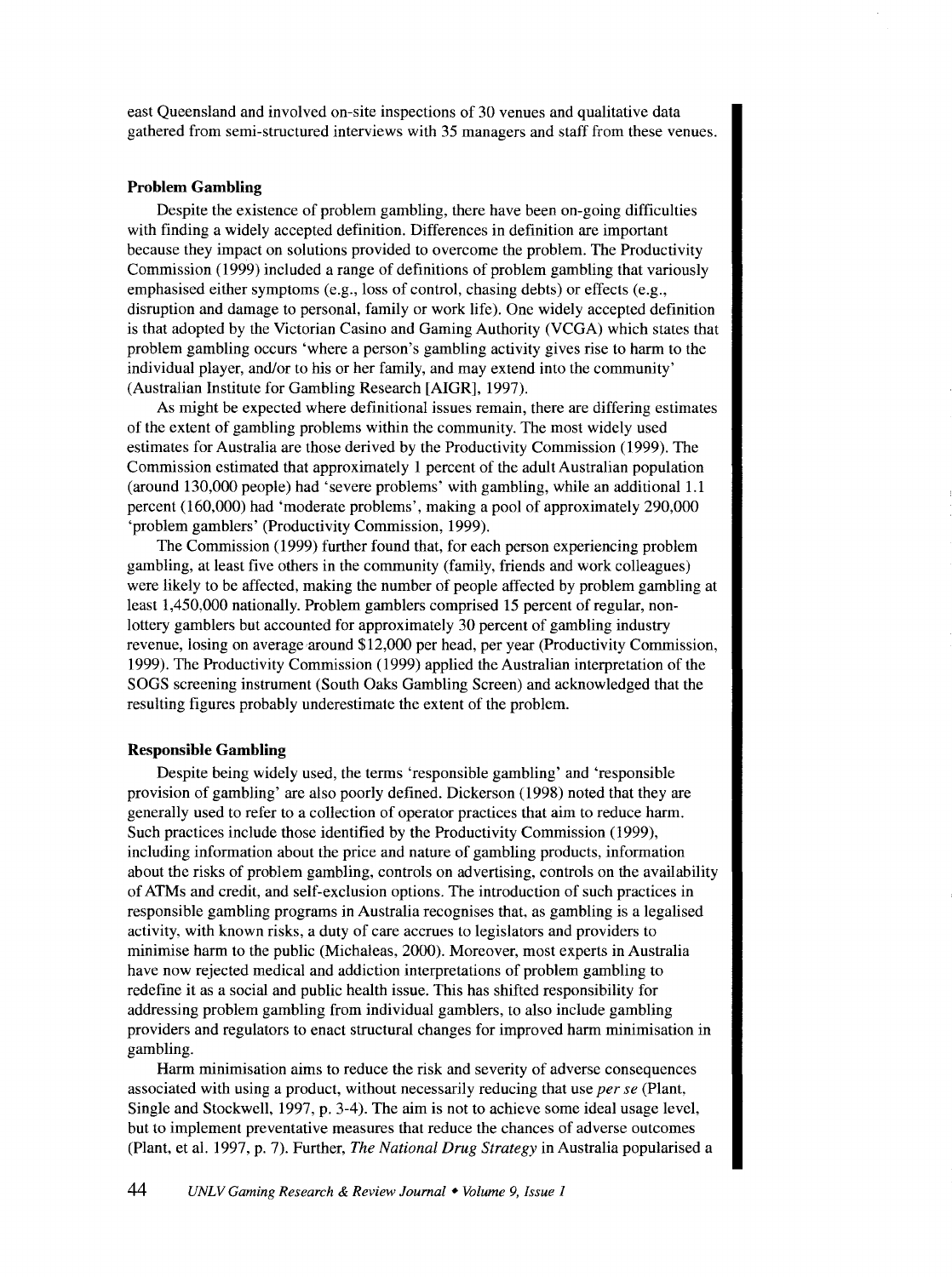east Queensland and involved on-site inspections of 30 venues and qualitative data gathered from semi-structured interviews with 35 managers and staff from these venues.

### Problem Gambling

Despite the existence of problem gambling, there have been on-going difficulties with finding a widely accepted definition. Differences in definition are important because they impact on solutions provided to overcome the problem. The Productivity Commission (1999) included a range of definitions of problem gambling that variously emphasised either symptoms (e.g., loss of control, chasing debts) or effects (e.g., disruption and damage to personal, family or work life). One widely accepted definition is that adopted by the Victorian Casino and Gaming Authority (VCGA) which states that problem gambling occurs 'where a person's gambling activity gives rise to harm to the individual player, and/or to his or her family, and may extend into the community' (Australian Institute for Gambling Research [AIGR], 1997).

As might be expected where definitional issues remain, there are differing estimates of the extent of gambling problems within the community. The most widely used estimates for Australia are those derived by the Productivity Commission (1999). The Commission estimated that approximately 1 percent of the adult Australian population (around 130,000 people) had 'severe problems' with gambling, while an additional 1.1 percent (160,000) had 'moderate problems', making a pool of approximately 290,000 'problem gamblers' (Productivity Commission, 1999).

The Commission (1999) further found that, for each person experiencing problem gambling, at least five others in the community (family, friends and work colleagues) were likely to be affected, making the number of people affected by problem gambling at least 1,450,000 nationally. Problem gamblers comprised 15 percent of regular, non-lottery gamblers but accounted for approximately 30 percent of gambling industry revenue, losing on average around $12,000 per head, per year (Productivity Commission, 1999). The Productivity Commission (1999) applied the Australian interpretation of the SOGS screening instrument (South Oaks Gambling Screen) and acknowledged that the resulting figures probably underestimate the extent of the problem.

### Responsible Gambling

Despite being widely used, the terms 'responsible gambling' and 'responsible provision of gambling' are also poorly defined. Dickerson (1998) noted that they are generally used to refer to a collection of operator practices that aim to reduce harm. Such practices include those identified by the Productivity Commission (1999), including information about the price and nature of gambling products, information about the risks of problem gambling, controls on advertising, controls on the availability of ATMs and credit, and self-exclusion options. The introduction of such practices in responsible gambling programs in Australia recognises that, as gambling is a legalised activity, with known risks, a duty of care accrues to legislators and providers to minimise harm to the public (Michaleas, 2000). Moreover, most experts in Australia have now rejected medical and addiction interpretations of problem gambling to redefine it as a social and public health issue. This has shifted responsibility for addressing problem gambling from individual gamblers, to also include gambling providers and regulators to enact structural changes for improved harm minimisation in gambling.

Harm minimisation aims to reduce the risk and severity of adverse consequences associated with using a product, without necessarily reducing that use *per se* (Plant, Single and Stockwell, 1997, p. 3-4). The aim is not to achieve some ideal usage level, but to implement preventative measures that reduce the chances of adverse outcomes (Plant, et al. 1997, p. 7). Further, *The National Drug Strategy* in Australia popularised a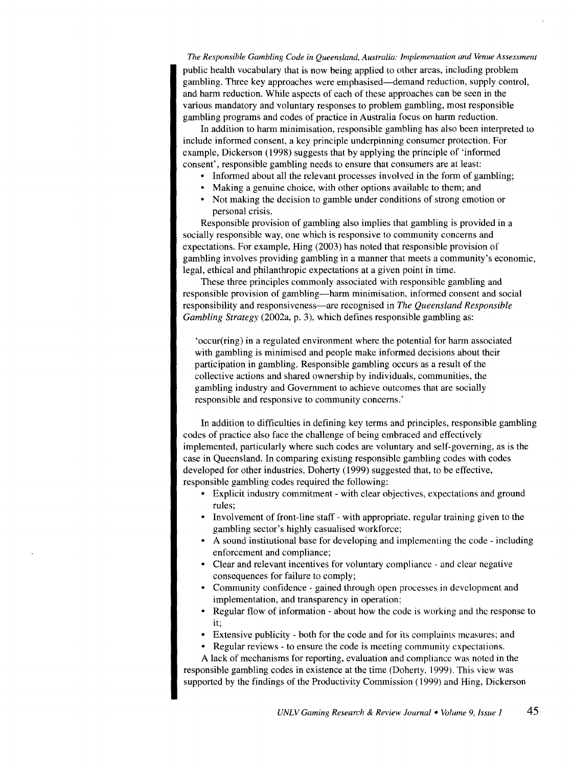public health vocabulary that is now being applied to other areas, including problem gambling. Three key approaches were emphasised—demand reduction, supply control, and harm reduction. While aspects of each of these approaches can be seen in the various mandatory and voluntary responses to problem gambling, most responsible gambling programs and codes of practice in Australia focus on harm reduction.

In addition to harm minimisation, responsible gambling has also been interpreted to include informed consent, a key principle underpinning consumer protection. For example, Dickerson (1998) suggests that by applying the principle of 'informed consent', responsible gambling needs to ensure that consumers are at least:

- Informed about all the relevant processes involved in the form of gambling;
- Making a genuine choice, with other options available to them; and
- Not making the decision to gamble under conditions of strong emotion or personal crisis.

Responsible provision of gambling also implies that gambling is provided in a socially responsible way, one which is responsive to community concerns and expectations. For example, Hing (2003) has noted that responsible provision of gambling involves providing gambling in a manner that meets a community's economic, legal, ethical and philanthropic expectations at a given point in time.

These three principles commonly associated with responsible gambling and responsible provision of gambling—harm minimisation, informed consent and social responsibility and responsiveness—are recognised in *The Queensland Responsible Gambling Strategy* (2002a, p. 3), which defines responsible gambling as:

> 'occur(ring) in a regulated environment where the potential for harm associated with gambling is minimised and people make informed decisions about their participation in gambling. Responsible gambling occurs as a result of the collective actions and shared ownership by individuals, communities, the gambling industry and Government to achieve outcomes that are socially responsible and responsive to community concerns.'

In addition to difficulties in defining key terms and principles, responsible gambling codes of practice also face the challenge of being embraced and effectively implemented, particularly where such codes are voluntary and self-governing, as is the case in Queensland. In comparing existing responsible gambling codes with codes developed for other industries, Doherty (1999) suggested that, to be effective, responsible gambling codes required the following:

- Explicit industry commitment - with clear objectives, expectations and ground rules;
- Involvement of front-line staff - with appropriate, regular training given to the gambling sector's highly casualised workforce;
- A sound institutional base for developing and implementing the code - including enforcement and compliance;
- Clear and relevant incentives for voluntary compliance - and clear negative consequences for failure to comply;
- Community confidence - gained through open processes in development and implementation, and transparency in operation;
- Regular flow of information - about how the code is working and the response to it;
- Extensive publicity - both for the code and for its complaints measures; and
- Regular reviews - to ensure the code is meeting community expectations.

A lack of mechanisms for reporting, evaluation and compliance was noted in the responsible gambling codes in existence at the time (Doherty, 1999). This view was supported by the findings of the Productivity Commission (1999) and Hing, Dickerson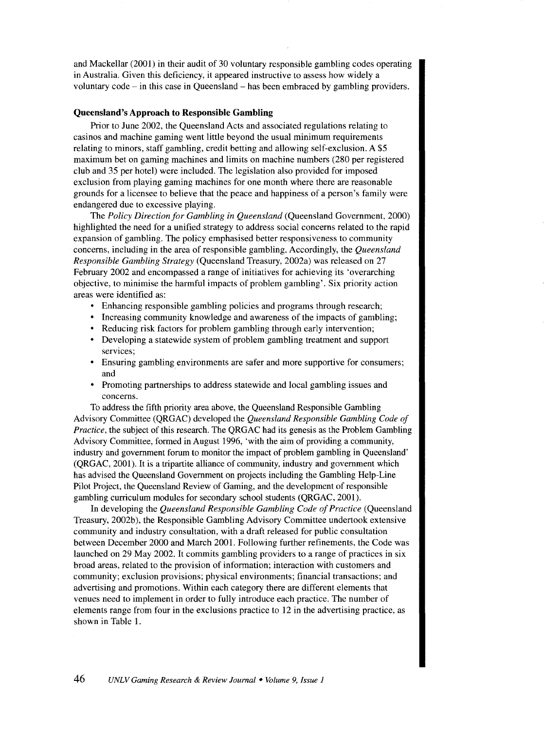and Mackellar (2001) in their audit of 30 voluntary responsible gambling codes operating in Australia. Given this deficiency, it appeared instructive to assess how widely a voluntary code – in this case in Queensland – has been embraced by gambling providers.

### Queensland's Approach to Responsible Gambling

Prior to June 2002, the Queensland Acts and associated regulations relating to casinos and machine gaming went little beyond the usual minimum requirements relating to minors, staff gambling, credit betting and allowing self-exclusion. A $5 maximum bet on gaming machines and limits on machine numbers (280 per registered club and 35 per hotel) were included. The legislation also provided for imposed exclusion from playing gaming machines for one month where there are reasonable grounds for a licensee to believe that the peace and happiness of a person's family were endangered due to excessive playing.

The *Policy Direction for Gambling in Queensland* (Queensland Government, 2000) highlighted the need for a unified strategy to address social concerns related to the rapid expansion of gambling. The policy emphasised better responsiveness to community concerns, including in the area of responsible gambling. Accordingly, the *Queensland Responsible Gambling Strategy* (Queensland Treasury, 2002a) was released on 27 February 2002 and encompassed a range of initiatives for achieving its 'overarching objective, to minimise the harmful impacts of problem gambling'. Six priority action areas were identified as:

- Enhancing responsible gambling policies and programs through research;
- Increasing community knowledge and awareness of the impacts of gambling;
- Reducing risk factors for problem gambling through early intervention;
- Developing a statewide system of problem gambling treatment and support services;
- Ensuring gambling environments are safer and more supportive for consumers; and
- Promoting partnerships to address statewide and local gambling issues and concerns.

To address the fifth priority area above, the Queensland Responsible Gambling Advisory Committee (QRGAC) developed the *Queensland Responsible Gambling Code of Practice*, the subject of this research. The QRGAC had its genesis as the Problem Gambling Advisory Committee, formed in August 1996, 'with the aim of providing a community, industry and government forum to monitor the impact of problem gambling in Queensland' (QRGAC, 2001). It is a tripartite alliance of community, industry and government which has advised the Queensland Government on projects including the Gambling Help-Line Pilot Project, the Queensland Review of Gaming, and the development of responsible gambling curriculum modules for secondary school students (QRGAC, 2001).

In developing the *Queensland Responsible Gambling Code of Practice* (Queensland Treasury, 2002b), the Responsible Gambling Advisory Committee undertook extensive community and industry consultation, with a draft released for public consultation between December 2000 and March 2001. Following further refinements, the Code was launched on 29 May 2002. It commits gambling providers to a range of practices in six broad areas, related to the provision of information; interaction with customers and community; exclusion provisions; physical environments; financial transactions; and advertising and promotions. Within each category there are different elements that venues need to implement in order to fully introduce each practice. The number of elements range from four in the exclusions practice to 12 in the advertising practice, as shown in Table 1.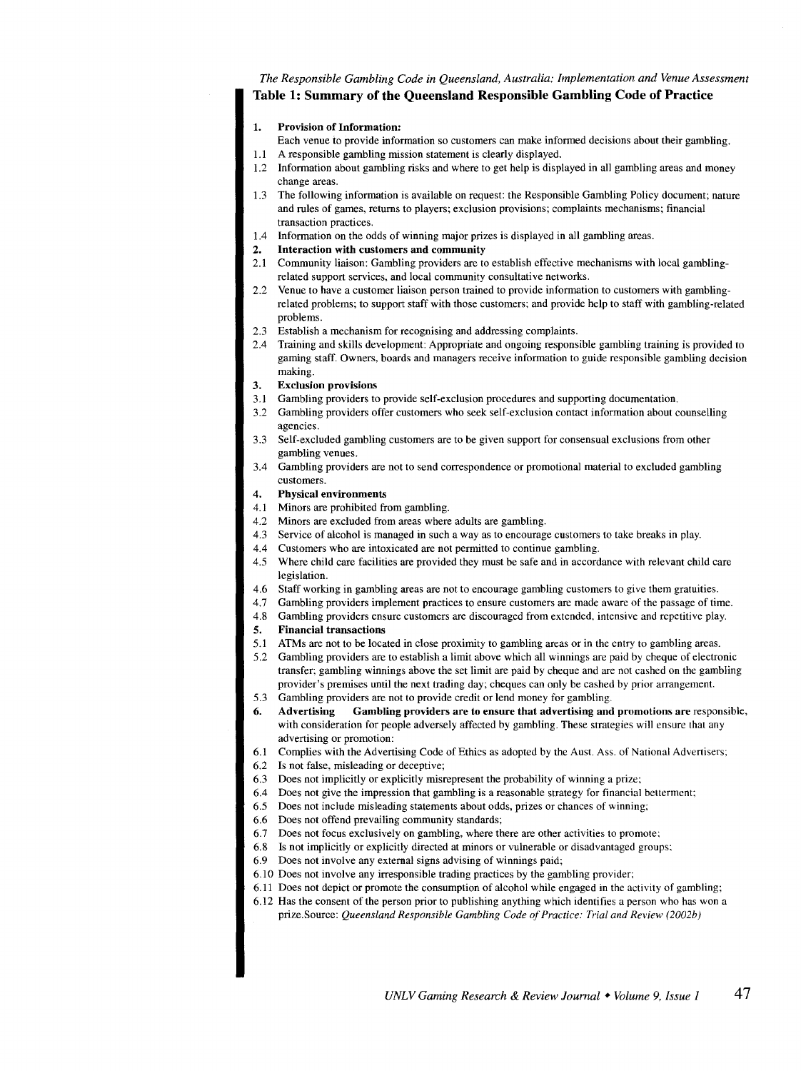## Table 1: Summary of the Queensland Responsible Gambling Code of Practice

**1. Provision of Information:**
Each venue to provide information so customers can make informed decisions about their gambling.

1.1 A responsible gambling mission statement is clearly displayed.

1.2 Information about gambling risks and where to get help is displayed in all gambling areas and money change areas.

1.3 The following information is available on request: the Responsible Gambling Policy document; nature and rules of games, returns to players; exclusion provisions; complaints mechanisms; financial transaction practices.

1.4 Information on the odds of winning major prizes is displayed in all gambling areas.

**2. Interaction with customers and community**

2.1 Community liaison: Gambling providers are to establish effective mechanisms with local gambling-related support services, and local community consultative networks.

2.2 Venue to have a customer liaison person trained to provide information to customers with gambling-related problems; to support staff with those customers; and provide help to staff with gambling-related problems.

2.3 Establish a mechanism for recognising and addressing complaints.

2.4 Training and skills development: Appropriate and ongoing responsible gambling training is provided to gaming staff. Owners, boards and managers receive information to guide responsible gambling decision making.

**3. Exclusion provisions**

3.1 Gambling providers to provide self-exclusion procedures and supporting documentation.

3.2 Gambling providers offer customers who seek self-exclusion contact information about counselling agencies.

3.3 Self-excluded gambling customers are to be given support for consensual exclusions from other gambling venues.

3.4 Gambling providers are not to send correspondence or promotional material to excluded gambling customers.

**4. Physical environments**

4.1 Minors are prohibited from gambling.

4.2 Minors are excluded from areas where adults are gambling.

4.3 Service of alcohol is managed in such a way as to encourage customers to take breaks in play.

4.4 Customers who are intoxicated are not permitted to continue gambling.

4.5 Where child care facilities are provided they must be safe and in accordance with relevant child care legislation.

4.6 Staff working in gambling areas are not to encourage gambling customers to give them gratuities.

4.7 Gambling providers implement practices to ensure customers are made aware of the passage of time.

4.8 Gambling providers ensure customers are discouraged from extended, intensive and repetitive play.

**5. Financial transactions**

5.1 ATMs are not to be located in close proximity to gambling areas or in the entry to gambling areas.

5.2 Gambling providers are to establish a limit above which all winnings are paid by cheque of electronic transfer; gambling winnings above the set limit are paid by cheque and are not cashed on the gambling provider's premises until the next trading day; cheques can only be cashed by prior arrangement.

5.3 Gambling providers are not to provide credit or lend money for gambling.

**6. Advertising Gambling providers are to ensure that advertising and promotions are** responsible, with consideration for people adversely affected by gambling. These strategies will ensure that any advertising or promotion:

6.1 Complies with the Advertising Code of Ethics as adopted by the Aust. Ass. of National Advertisers;

6.2 Is not false, misleading or deceptive;

6.3 Does not implicitly or explicitly misrepresent the probability of winning a prize;

6.4 Does not give the impression that gambling is a reasonable strategy for financial betterment;

6.5 Does not include misleading statements about odds, prizes or chances of winning;

6.6 Does not offend prevailing community standards;

6.7 Does not focus exclusively on gambling, where there are other activities to promote;

6.8 Is not implicitly or explicitly directed at minors or vulnerable or disadvantaged groups;

6.9 Does not involve any external signs advising of winnings paid;

6.10 Does not involve any irresponsible trading practices by the gambling provider;

6.11 Does not depict or promote the consumption of alcohol while engaged in the activity of gambling;

6.12 Has the consent of the person prior to publishing anything which identifies a person who has won a prize.Source: *Queensland Responsible Gambling Code of Practice: Trial and Review (2002b)*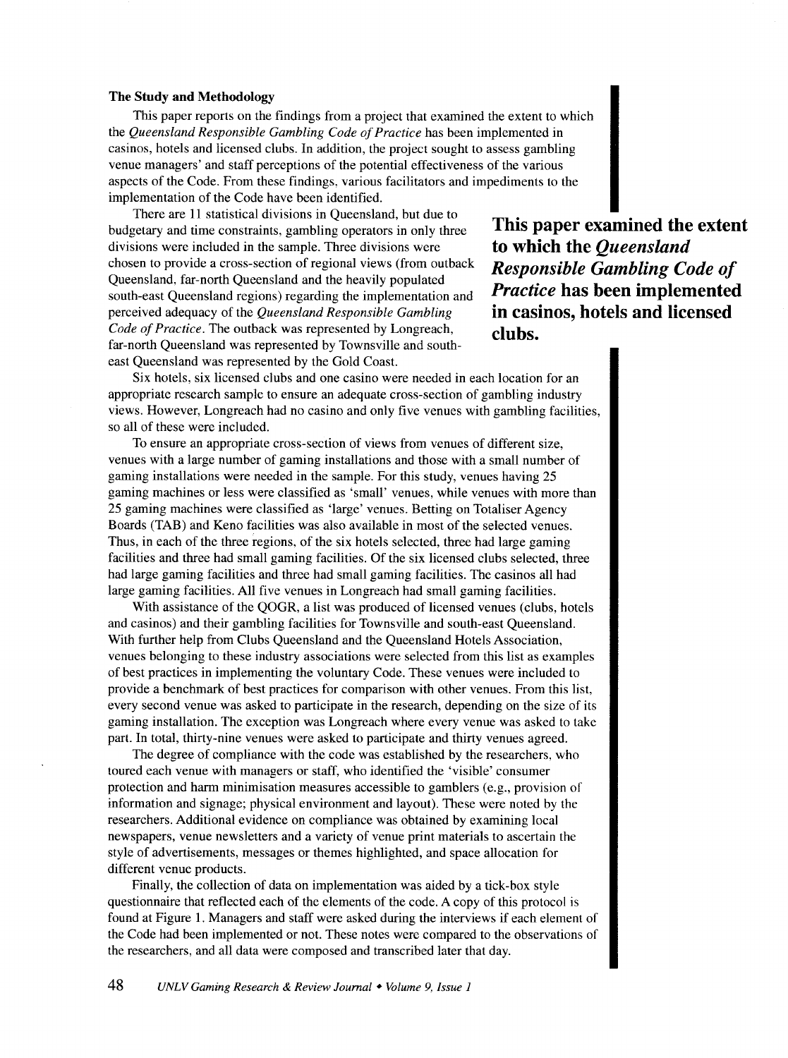### The Study and Methodology

This paper reports on the findings from a project that examined the extent to which the *Queensland Responsible Gambling Code of Practice* has been implemented in casinos, hotels and licensed clubs. In addition, the project sought to assess gambling venue managers' and staff perceptions of the potential effectiveness of the various aspects of the Code. From these findings, various facilitators and impediments to the implementation of the Code have been identified.

There are 11 statistical divisions in Queensland, but due to budgetary and time constraints, gambling operators in only three divisions were included in the sample. Three divisions were chosen to provide a cross-section of regional views (from outback Queensland, far-north Queensland and the heavily populated south-east Queensland regions) regarding the implementation and perceived adequacy of the *Queensland Responsible Gambling Code of Practice*. The outback was represented by Longreach, far-north Queensland was represented by Townsville and south-east Queensland was represented by the Gold Coast.

**This paper examined the extent to which the *Queensland Responsible Gambling Code of Practice* has been implemented in casinos, hotels and licensed clubs.**

Six hotels, six licensed clubs and one casino were needed in each location for an appropriate research sample to ensure an adequate cross-section of gambling industry views. However, Longreach had no casino and only five venues with gambling facilities, so all of these were included.

To ensure an appropriate cross-section of views from venues of different size, venues with a large number of gaming installations and those with a small number of gaming installations were needed in the sample. For this study, venues having 25 gaming machines or less were classified as 'small' venues, while venues with more than 25 gaming machines were classified as 'large' venues. Betting on Totaliser Agency Boards (TAB) and Keno facilities was also available in most of the selected venues. Thus, in each of the three regions, of the six hotels selected, three had large gaming facilities and three had small gaming facilities. Of the six licensed clubs selected, three had large gaming facilities and three had small gaming facilities. The casinos all had large gaming facilities. All five venues in Longreach had small gaming facilities.

With assistance of the QOGR, a list was produced of licensed venues (clubs, hotels and casinos) and their gambling facilities for Townsville and south-east Queensland. With further help from Clubs Queensland and the Queensland Hotels Association, venues belonging to these industry associations were selected from this list as examples of best practices in implementing the voluntary Code. These venues were included to provide a benchmark of best practices for comparison with other venues. From this list, every second venue was asked to participate in the research, depending on the size of its gaming installation. The exception was Longreach where every venue was asked to take part. In total, thirty-nine venues were asked to participate and thirty venues agreed.

The degree of compliance with the code was established by the researchers, who toured each venue with managers or staff, who identified the 'visible' consumer protection and harm minimisation measures accessible to gamblers (e.g., provision of information and signage; physical environment and layout). These were noted by the researchers. Additional evidence on compliance was obtained by examining local newspapers, venue newsletters and a variety of venue print materials to ascertain the style of advertisements, messages or themes highlighted, and space allocation for different venue products.

Finally, the collection of data on implementation was aided by a tick-box style questionnaire that reflected each of the elements of the code. A copy of this protocol is found at Figure 1. Managers and staff were asked during the interviews if each element of the Code had been implemented or not. These notes were compared to the observations of the researchers, and all data were composed and transcribed later that day.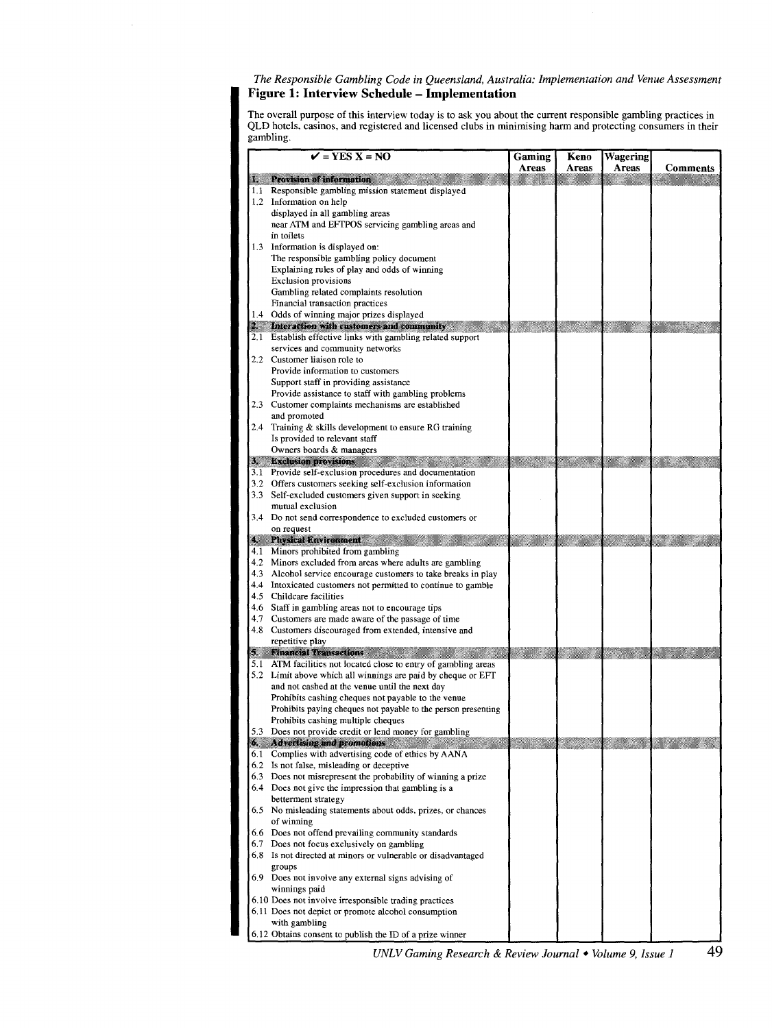## Figure 1: Interview Schedule – Implementation

The overall purpose of this interview today is to ask you about the current responsible gambling practices in QLD hotels, casinos, and registered and licensed clubs in minimising harm and protecting consumers in their gambling.

| ✔ = YES X = NO | Gaming Areas | Keno Areas | Wagering Areas | Comments |
|---|---|---|---|---|
| **1. Provision of information** | | | | |
| 1.1 Responsible gambling mission statement displayed | | | | |
| 1.2 Information on help<br>displayed in all gambling areas<br>near ATM and EFTPOS servicing gambling areas and in toilets | | | | |
| 1.3 Information is displayed on:<br>The responsible gambling policy document<br>Explaining rules of play and odds of winning<br>Exclusion provisions<br>Gambling related complaints resolution<br>Financial transaction practices | | | | |
| 1.4 Odds of winning major prizes displayed | | | | |
| **2. Interaction with customers and community** | | | | |
| 2.1 Establish effective links with gambling related support services and community networks | | | | |
| 2.2 Customer liaison role to<br>Provide information to customers<br>Support staff in providing assistance<br>Provide assistance to staff with gambling problems | | | | |
| 2.3 Customer complaints mechanisms are established and promoted | | | | |
| 2.4 Training & skills development to ensure RG training<br>Is provided to relevant staff<br>Owners boards & managers | | | | |
| **3. Exclusion provisions** | | | | |
| 3.1 Provide self-exclusion procedures and documentation | | | | |
| 3.2 Offers customers seeking self-exclusion information | | | | |
| 3.3 Self-excluded customers given support in seeking mutual exclusion | | | | |
| 3.4 Do not send correspondence to excluded customers or on request | | | | |
| **4. Physical Environment** | | | | |
| 4.1 Minors prohibited from gambling | | | | |
| 4.2 Minors excluded from areas where adults are gambling | | | | |
| 4.3 Alcohol service encourage customers to take breaks in play | | | | |
| 4.4 Intoxicated customers not permitted to continue to gamble | | | | |
| 4.5 Childcare facilities | | | | |
| 4.6 Staff in gambling areas not to encourage tips | | | | |
| 4.7 Customers are made aware of the passage of time | | | | |
| 4.8 Customers discouraged from extended, intensive and repetitive play | | | | |
| **5. Financial Transactions** | | | | |
| 5.1 ATM facilities not located close to entry of gambling areas | | | | |
| 5.2 Limit above which all winnings are paid by cheque or EFT and not cashed at the venue until the next day<br>Prohibits cashing cheques not payable to the venue<br>Prohibits paying cheques not payable to the person presenting<br>Prohibits cashing multiple cheques | | | | |
| 5.3 Does not provide credit or lend money for gambling | | | | |
| **6. Advertising and promotions** | | | | |
| 6.1 Complies with advertising code of ethics by AANA | | | | |
| 6.2 Is not false, misleading or deceptive | | | | |
| 6.3 Does not misrepresent the probability of winning a prize | | | | |
| 6.4 Does not give the impression that gambling is a betterment strategy | | | | |
| 6.5 No misleading statements about odds, prizes, or chances of winning | | | | |
| 6.6 Does not offend prevailing community standards | | | | |
| 6.7 Does not focus exclusively on gambling | | | | |
| 6.8 Is not directed at minors or vulnerable or disadvantaged groups | | | | |
| 6.9 Does not involve any external signs advising of winnings paid | | | | |
| 6.10 Does not involve irresponsible trading practices | | | | |
| 6.11 Does not depict or promote alcohol consumption with gambling | | | | |
| 6.12 Obtains consent to publish the ID of a prize winner | | | | |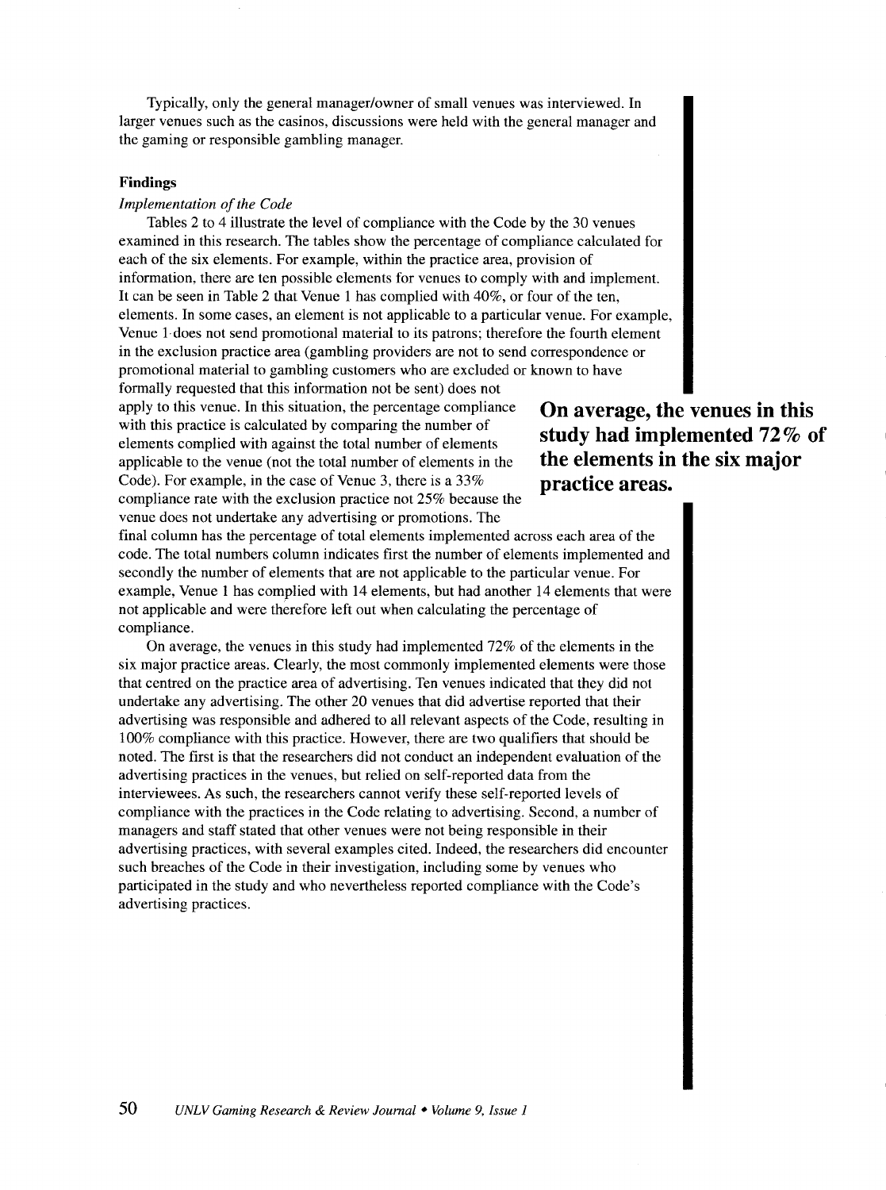Typically, only the general manager/owner of small venues was interviewed. In larger venues such as the casinos, discussions were held with the general manager and the gaming or responsible gambling manager.

### Findings

*Implementation of the Code*

Tables 2 to 4 illustrate the level of compliance with the Code by the 30 venues examined in this research. The tables show the percentage of compliance calculated for each of the six elements. For example, within the practice area, provision of information, there are ten possible elements for venues to comply with and implement. It can be seen in Table 2 that Venue 1 has complied with 40%, or four of the ten, elements. In some cases, an element is not applicable to a particular venue. For example, Venue 1 does not send promotional material to its patrons; therefore the fourth element in the exclusion practice area (gambling providers are not to send correspondence or promotional material to gambling customers who are excluded or known to have formally requested that this information not be sent) does not apply to this venue. In this situation, the percentage compliance with this practice is calculated by comparing the number of elements complied with against the total number of elements applicable to the venue (not the total number of elements in the Code). For example, in the case of Venue 3, there is a 33% compliance rate with the exclusion practice not 25% because the venue does not undertake any advertising or promotions. The final column has the percentage of total elements implemented across each area of the code. The total numbers column indicates first the number of elements implemented and secondly the number of elements that are not applicable to the particular venue. For example, Venue 1 has complied with 14 elements, but had another 14 elements that were not applicable and were therefore left out when calculating the percentage of compliance.

**On average, the venues in this study had implemented 72% of the elements in the six major practice areas.**

On average, the venues in this study had implemented 72% of the elements in the six major practice areas. Clearly, the most commonly implemented elements were those that centred on the practice area of advertising. Ten venues indicated that they did not undertake any advertising. The other 20 venues that did advertise reported that their advertising was responsible and adhered to all relevant aspects of the Code, resulting in 100% compliance with this practice. However, there are two qualifiers that should be noted. The first is that the researchers did not conduct an independent evaluation of the advertising practices in the venues, but relied on self-reported data from the interviewees. As such, the researchers cannot verify these self-reported levels of compliance with the practices in the Code relating to advertising. Second, a number of managers and staff stated that other venues were not being responsible in their advertising practices, with several examples cited. Indeed, the researchers did encounter such breaches of the Code in their investigation, including some by venues who participated in the study and who nevertheless reported compliance with the Code's advertising practices.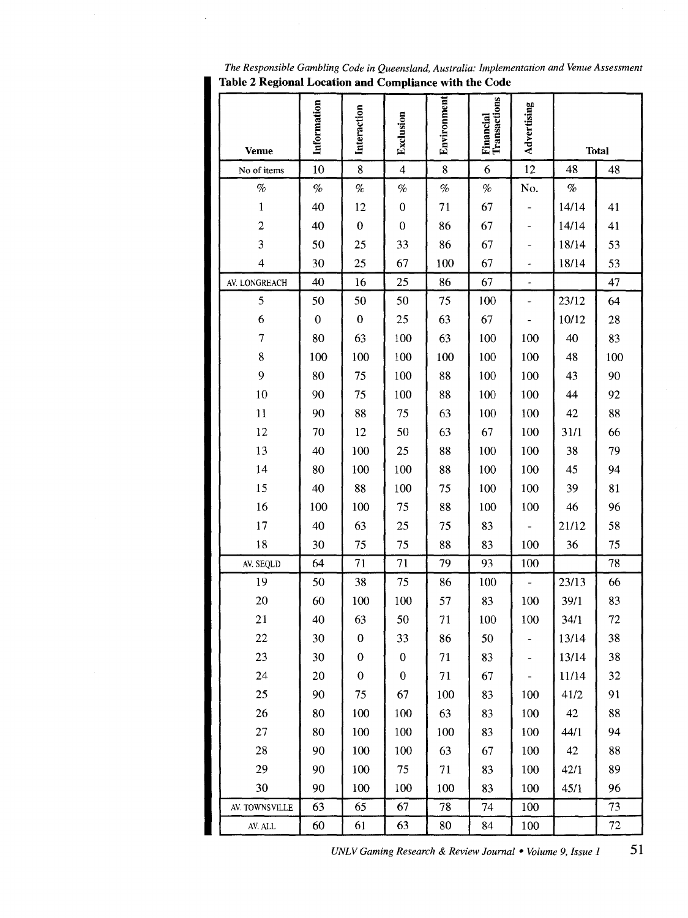**Table 2 Regional Location and Compliance with the Code**

| Venue | Information | Interaction | Exclusion | Environment | Financial Transactions | Advertising | Total | |
|---|---|---|---|---|---|---|---|---|
| No of items | 10 | 8 | 4 | 8 | 6 | 12 | 48 | 48 |
| % | % | % | % | % | % | No. | % | |
| 1 | 40 | 12 | 0 | 71 | 67 | - | 14/14 | 41 |
| 2 | 40 | 0 | 0 | 86 | 67 | - | 14/14 | 41 |
| 3 | 50 | 25 | 33 | 86 | 67 | - | 18/14 | 53 |
| 4 | 30 | 25 | 67 | 100 | 67 | - | 18/14 | 53 |
| AV. LONGREACH | 40 | 16 | 25 | 86 | 67 | - | | 47 |
| 5 | 50 | 50 | 50 | 75 | 100 | - | 23/12 | 64 |
| 6 | 0 | 0 | 25 | 63 | 67 | - | 10/12 | 28 |
| 7 | 80 | 63 | 100 | 63 | 100 | 100 | 40 | 83 |
| 8 | 100 | 100 | 100 | 100 | 100 | 100 | 48 | 100 |
| 9 | 80 | 75 | 100 | 88 | 100 | 100 | 43 | 90 |
| 10 | 90 | 75 | 100 | 88 | 100 | 100 | 44 | 92 |
| 11 | 90 | 88 | 75 | 63 | 100 | 100 | 42 | 88 |
| 12 | 70 | 12 | 50 | 63 | 67 | 100 | 31/1 | 66 |
| 13 | 40 | 100 | 25 | 88 | 100 | 100 | 38 | 79 |
| 14 | 80 | 100 | 100 | 88 | 100 | 100 | 45 | 94 |
| 15 | 40 | 88 | 100 | 75 | 100 | 100 | 39 | 81 |
| 16 | 100 | 100 | 75 | 88 | 100 | 100 | 46 | 96 |
| 17 | 40 | 63 | 25 | 75 | 83 | - | 21/12 | 58 |
| 18 | 30 | 75 | 75 | 88 | 83 | 100 | 36 | 75 |
| AV. SEQLD | 64 | 71 | 71 | 79 | 93 | 100 | | 78 |
| 19 | 50 | 38 | 75 | 86 | 100 | - | 23/13 | 66 |
| 20 | 60 | 100 | 100 | 57 | 83 | 100 | 39/1 | 83 |
| 21 | 40 | 63 | 50 | 71 | 100 | 100 | 34/1 | 72 |
| 22 | 30 | 0 | 33 | 86 | 50 | - | 13/14 | 38 |
| 23 | 30 | 0 | 0 | 71 | 83 | - | 13/14 | 38 |
| 24 | 20 | 0 | 0 | 71 | 67 | - | 11/14 | 32 |
| 25 | 90 | 75 | 67 | 100 | 83 | 100 | 41/2 | 91 |
| 26 | 80 | 100 | 100 | 63 | 83 | 100 | 42 | 88 |
| 27 | 80 | 100 | 100 | 100 | 83 | 100 | 44/1 | 94 |
| 28 | 90 | 100 | 100 | 63 | 67 | 100 | 42 | 88 |
| 29 | 90 | 100 | 75 | 71 | 83 | 100 | 42/1 | 89 |
| 30 | 90 | 100 | 100 | 100 | 83 | 100 | 45/1 | 96 |
| AV. TOWNSVILLE | 63 | 65 | 67 | 78 | 74 | 100 | | 73 |
| AV. ALL | 60 | 61 | 63 | 80 | 84 | 100 | | 72 |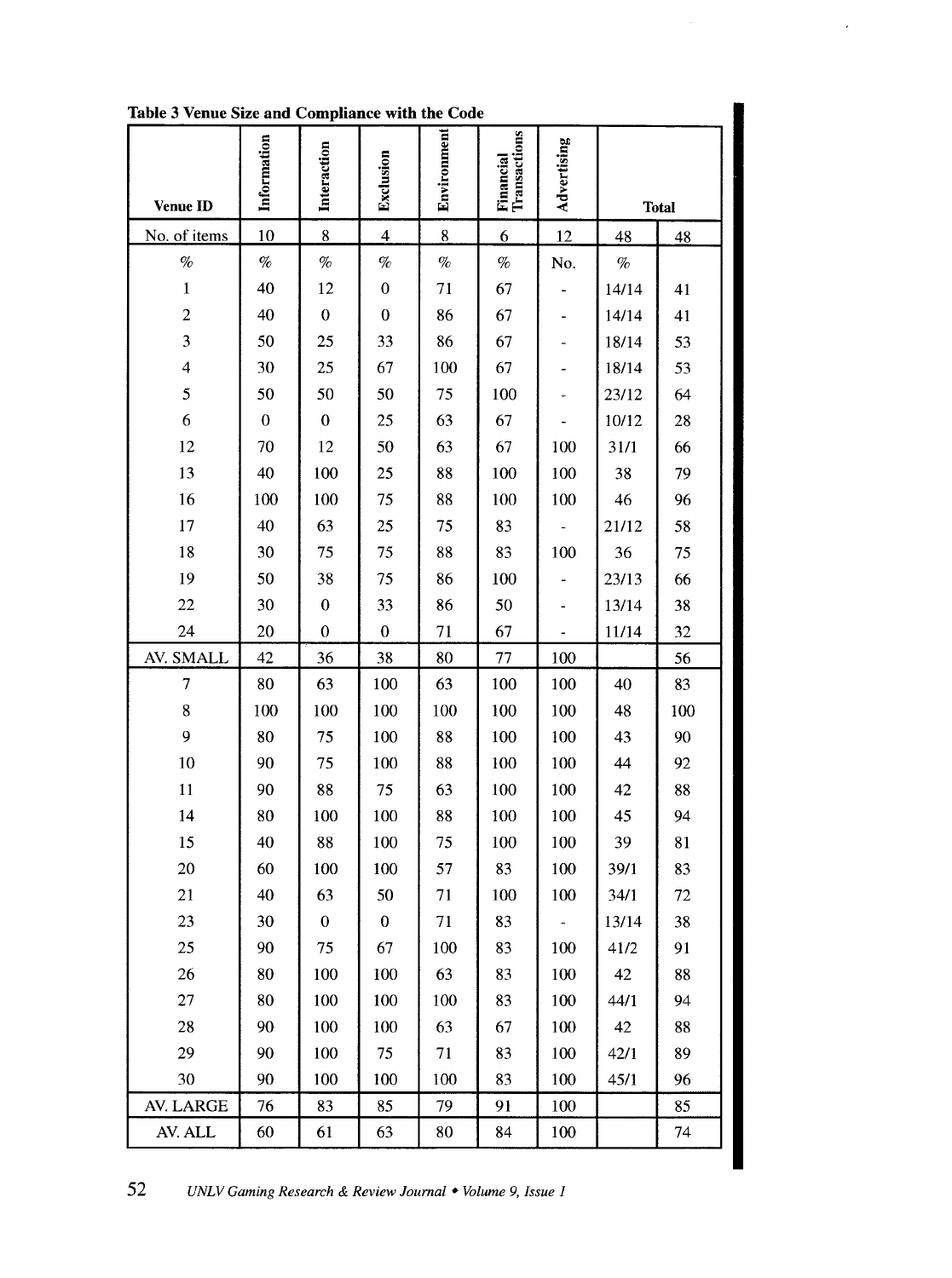**Table 3 Venue Size and Compliance with the Code**

| Venue ID | Information | Interaction | Exclusion | Environment | Financial Transactions | Advertising | Total | |
|---|---|---|---|---|---|---|---|---|
| No. of items | 10 | 8 | 4 | 8 | 6 | 12 | 48 | 48 |
| % | % | % | % | % | % | No. | % | |
| 1 | 40 | 12 | 0 | 71 | 67 | - | 14/14 | 41 |
| 2 | 40 | 0 | 0 | 86 | 67 | - | 14/14 | 41 |
| 3 | 50 | 25 | 33 | 86 | 67 | - | 18/14 | 53 |
| 4 | 30 | 25 | 67 | 100 | 67 | - | 18/14 | 53 |
| 5 | 50 | 50 | 50 | 75 | 100 | - | 23/12 | 64 |
| 6 | 0 | 0 | 25 | 63 | 67 | - | 10/12 | 28 |
| 12 | 70 | 12 | 50 | 63 | 67 | 100 | 31/1 | 66 |
| 13 | 40 | 100 | 25 | 88 | 100 | 100 | 38 | 79 |
| 16 | 100 | 100 | 75 | 88 | 100 | 100 | 46 | 96 |
| 17 | 40 | 63 | 25 | 75 | 83 | - | 21/12 | 58 |
| 18 | 30 | 75 | 75 | 88 | 83 | 100 | 36 | 75 |
| 19 | 50 | 38 | 75 | 86 | 100 | - | 23/13 | 66 |
| 22 | 30 | 0 | 33 | 86 | 50 | - | 13/14 | 38 |
| 24 | 20 | 0 | 0 | 71 | 67 | - | 11/14 | 32 |
| AV. SMALL | 42 | 36 | 38 | 80 | 77 | 100 | | 56 |
| 7 | 80 | 63 | 100 | 63 | 100 | 100 | 40 | 83 |
| 8 | 100 | 100 | 100 | 100 | 100 | 100 | 48 | 100 |
| 9 | 80 | 75 | 100 | 88 | 100 | 100 | 43 | 90 |
| 10 | 90 | 75 | 100 | 88 | 100 | 100 | 44 | 92 |
| 11 | 90 | 88 | 75 | 63 | 100 | 100 | 42 | 88 |
| 14 | 80 | 100 | 100 | 88 | 100 | 100 | 45 | 94 |
| 15 | 40 | 88 | 100 | 75 | 100 | 100 | 39 | 81 |
| 20 | 60 | 100 | 100 | 57 | 83 | 100 | 39/1 | 83 |
| 21 | 40 | 63 | 50 | 71 | 100 | 100 | 34/1 | 72 |
| 23 | 30 | 0 | 0 | 71 | 83 | - | 13/14 | 38 |
| 25 | 90 | 75 | 67 | 100 | 83 | 100 | 41/2 | 91 |
| 26 | 80 | 100 | 100 | 63 | 83 | 100 | 42 | 88 |
| 27 | 80 | 100 | 100 | 100 | 83 | 100 | 44/1 | 94 |
| 28 | 90 | 100 | 100 | 63 | 67 | 100 | 42 | 88 |
| 29 | 90 | 100 | 75 | 71 | 83 | 100 | 42/1 | 89 |
| 30 | 90 | 100 | 100 | 100 | 83 | 100 | 45/1 | 96 |
| AV. LARGE | 76 | 83 | 85 | 79 | 91 | 100 | | 85 |
| AV. ALL | 60 | 61 | 63 | 80 | 84 | 100 | | 74 |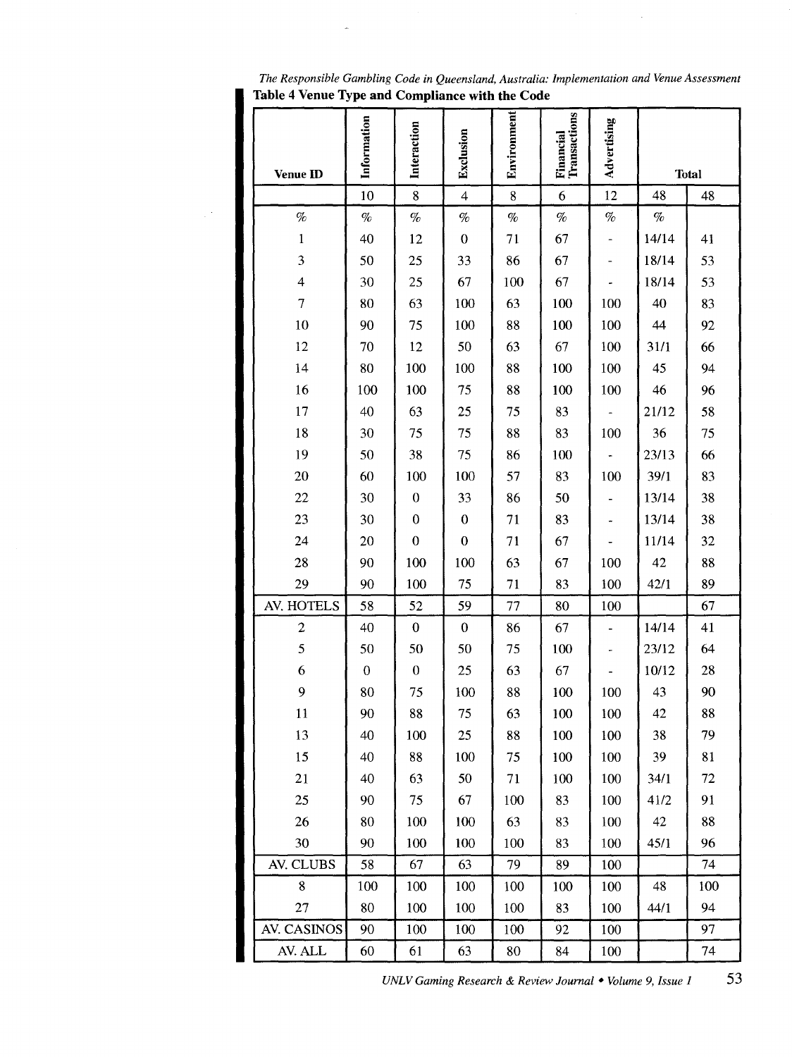**Table 4 Venue Type and Compliance with the Code**

| Venue ID | Information | Interaction | Exclusion | Environment | Financial Transactions | Advertising | Total | |
|---|---|---|---|---|---|---|---|---|
| | 10 | 8 | 4 | 8 | 6 | 12 | 48 | 48 |
| % | % | % | % | % | % | % | % | |
| 1 | 40 | 12 | 0 | 71 | 67 | - | 14/14 | 41 |
| 3 | 50 | 25 | 33 | 86 | 67 | - | 18/14 | 53 |
| 4 | 30 | 25 | 67 | 100 | 67 | - | 18/14 | 53 |
| 7 | 80 | 63 | 100 | 63 | 100 | 100 | 40 | 83 |
| 10 | 90 | 75 | 100 | 88 | 100 | 100 | 44 | 92 |
| 12 | 70 | 12 | 50 | 63 | 67 | 100 | 31/1 | 66 |
| 14 | 80 | 100 | 100 | 88 | 100 | 100 | 45 | 94 |
| 16 | 100 | 100 | 75 | 88 | 100 | 100 | 46 | 96 |
| 17 | 40 | 63 | 25 | 75 | 83 | - | 21/12 | 58 |
| 18 | 30 | 75 | 75 | 88 | 83 | 100 | 36 | 75 |
| 19 | 50 | 38 | 75 | 86 | 100 | - | 23/13 | 66 |
| 20 | 60 | 100 | 100 | 57 | 83 | 100 | 39/1 | 83 |
| 22 | 30 | 0 | 33 | 86 | 50 | - | 13/14 | 38 |
| 23 | 30 | 0 | 0 | 71 | 83 | - | 13/14 | 38 |
| 24 | 20 | 0 | 0 | 71 | 67 | - | 11/14 | 32 |
| 28 | 90 | 100 | 100 | 63 | 67 | 100 | 42 | 88 |
| 29 | 90 | 100 | 75 | 71 | 83 | 100 | 42/1 | 89 |
| AV. HOTELS | 58 | 52 | 59 | 77 | 80 | 100 | | 67 |
| 2 | 40 | 0 | 0 | 86 | 67 | - | 14/14 | 41 |
| 5 | 50 | 50 | 50 | 75 | 100 | - | 23/12 | 64 |
| 6 | 0 | 0 | 25 | 63 | 67 | - | 10/12 | 28 |
| 9 | 80 | 75 | 100 | 88 | 100 | 100 | 43 | 90 |
| 11 | 90 | 88 | 75 | 63 | 100 | 100 | 42 | 88 |
| 13 | 40 | 100 | 25 | 88 | 100 | 100 | 38 | 79 |
| 15 | 40 | 88 | 100 | 75 | 100 | 100 | 39 | 81 |
| 21 | 40 | 63 | 50 | 71 | 100 | 100 | 34/1 | 72 |
| 25 | 90 | 75 | 67 | 100 | 83 | 100 | 41/2 | 91 |
| 26 | 80 | 100 | 100 | 63 | 83 | 100 | 42 | 88 |
| 30 | 90 | 100 | 100 | 100 | 83 | 100 | 45/1 | 96 |
| AV. CLUBS | 58 | 67 | 63 | 79 | 89 | 100 | | 74 |
| 8 | 100 | 100 | 100 | 100 | 100 | 100 | 48 | 100 |
| 27 | 80 | 100 | 100 | 100 | 83 | 100 | 44/1 | 94 |
| AV. CASINOS | 90 | 100 | 100 | 100 | 92 | 100 | | 97 |
| AV. ALL | 60 | 61 | 63 | 80 | 84 | 100 | | 74 |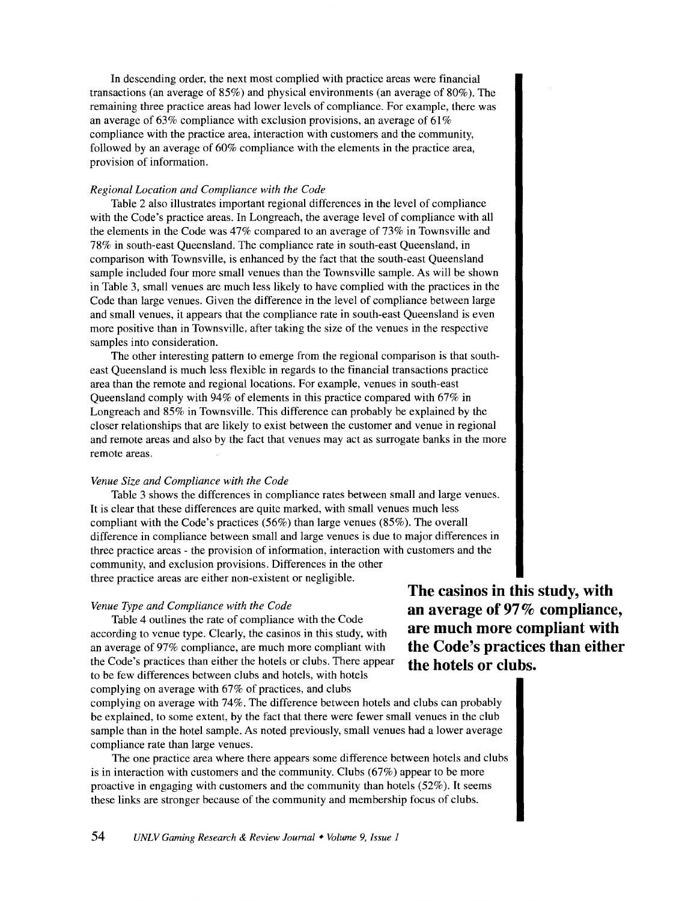In descending order, the next most complied with practice areas were financial transactions (an average of 85%) and physical environments (an average of 80%). The remaining three practice areas had lower levels of compliance. For example, there was an average of 63% compliance with exclusion provisions, an average of 61% compliance with the practice area, interaction with customers and the community, followed by an average of 60% compliance with the elements in the practice area, provision of information.

*Regional Location and Compliance with the Code*

Table 2 also illustrates important regional differences in the level of compliance with the Code's practice areas. In Longreach, the average level of compliance with all the elements in the Code was 47% compared to an average of 73% in Townsville and 78% in south-east Queensland. The compliance rate in south-east Queensland, in comparison with Townsville, is enhanced by the fact that the south-east Queensland sample included four more small venues than the Townsville sample. As will be shown in Table 3, small venues are much less likely to have complied with the practices in the Code than large venues. Given the difference in the level of compliance between large and small venues, it appears that the compliance rate in south-east Queensland is even more positive than in Townsville, after taking the size of the venues in the respective samples into consideration.

The other interesting pattern to emerge from the regional comparison is that south-east Queensland is much less flexible in regards to the financial transactions practice area than the remote and regional locations. For example, venues in south-east Queensland comply with 94% of elements in this practice compared with 67% in Longreach and 85% in Townsville. This difference can probably be explained by the closer relationships that are likely to exist between the customer and venue in regional and remote areas and also by the fact that venues may act as surrogate banks in the more remote areas.

*Venue Size and Compliance with the Code*

Table 3 shows the differences in compliance rates between small and large venues. It is clear that these differences are quite marked, with small venues much less compliant with the Code's practices (56%) than large venues (85%). The overall difference in compliance between small and large venues is due to major differences in three practice areas - the provision of information, interaction with customers and the community, and exclusion provisions. Differences in the other three practice areas are either non-existent or negligible.

*Venue Type and Compliance with the Code*

Table 4 outlines the rate of compliance with the Code according to venue type. Clearly, the casinos in this study, with an average of 97% compliance, are much more compliant with the Code's practices than either the hotels or clubs. There appear to be few differences between clubs and hotels, with hotels complying on average with 67% of practices, and clubs complying on average with 74%. The difference between hotels and clubs can probably be explained, to some extent, by the fact that there were fewer small venues in the club sample than in the hotel sample. As noted previously, small venues had a lower average compliance rate than large venues.

**The casinos in this study, with an average of 97% compliance, are much more compliant with the Code's practices than either the hotels or clubs.**

The one practice area where there appears some difference between hotels and clubs is in interaction with customers and the community. Clubs (67%) appear to be more proactive in engaging with customers and the community than hotels (52%). It seems these links are stronger because of the community and membership focus of clubs.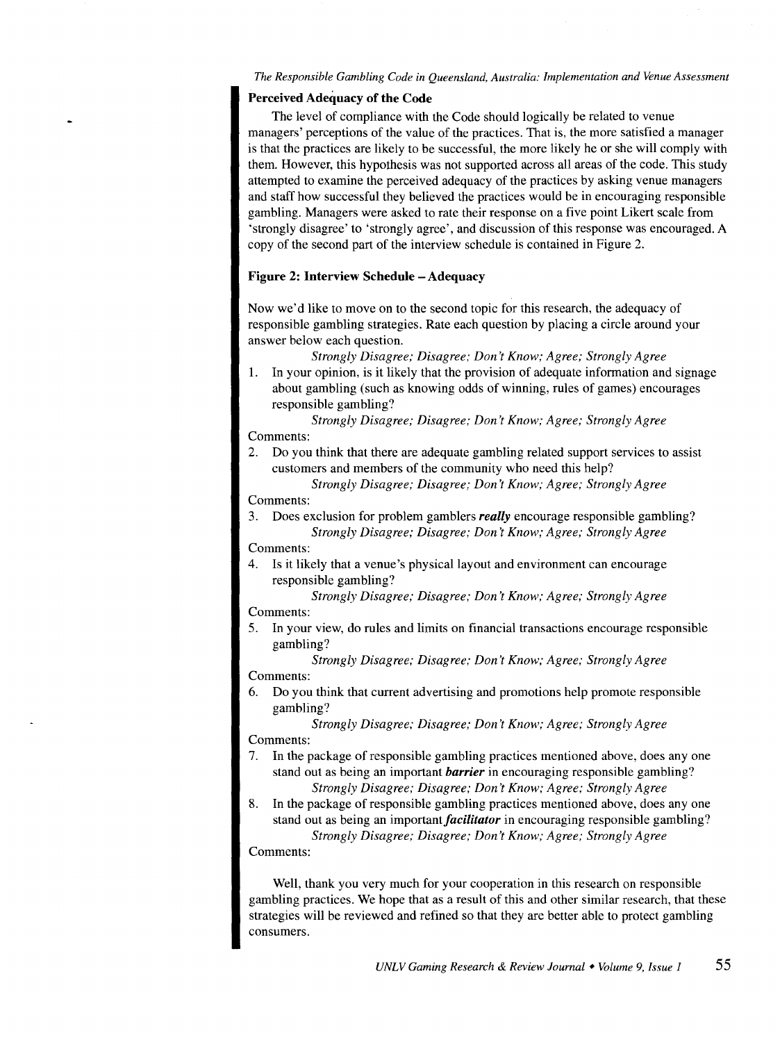### Perceived Adequacy of the Code

The level of compliance with the Code should logically be related to venue managers' perceptions of the value of the practices. That is, the more satisfied a manager is that the practices are likely to be successful, the more likely he or she will comply with them. However, this hypothesis was not supported across all areas of the code. This study attempted to examine the perceived adequacy of the practices by asking venue managers and staff how successful they believed the practices would be in encouraging responsible gambling. Managers were asked to rate their response on a five point Likert scale from 'strongly disagree' to 'strongly agree', and discussion of this response was encouraged. A copy of the second part of the interview schedule is contained in Figure 2.

**Figure 2: Interview Schedule – Adequacy**

Now we'd like to move on to the second topic for this research, the adequacy of responsible gambling strategies. Rate each question by placing a circle around your answer below each question.

*Strongly Disagree; Disagree; Don't Know; Agree; Strongly Agree*

1. In your opinion, is it likely that the provision of adequate information and signage about gambling (such as knowing odds of winning, rules of games) encourages responsible gambling?

   *Strongly Disagree; Disagree; Don't Know; Agree; Strongly Agree*

Comments:

2. Do you think that there are adequate gambling related support services to assist customers and members of the community who need this help?

   *Strongly Disagree; Disagree; Don't Know; Agree; Strongly Agree*

Comments:

3. Does exclusion for problem gamblers ***really*** encourage responsible gambling?

   *Strongly Disagree; Disagree; Don't Know; Agree; Strongly Agree*

Comments:

4. Is it likely that a venue's physical layout and environment can encourage responsible gambling?

   *Strongly Disagree; Disagree; Don't Know; Agree; Strongly Agree*

Comments:

5. In your view, do rules and limits on financial transactions encourage responsible gambling?

   *Strongly Disagree; Disagree; Don't Know; Agree; Strongly Agree*

Comments:

6. Do you think that current advertising and promotions help promote responsible gambling?

   *Strongly Disagree; Disagree; Don't Know; Agree; Strongly Agree*

Comments:

7. In the package of responsible gambling practices mentioned above, does any one stand out as being an important ***barrier*** in encouraging responsible gambling?

   *Strongly Disagree; Disagree; Don't Know; Agree; Strongly Agree*

8. In the package of responsible gambling practices mentioned above, does any one stand out as being an important ***facilitator*** in encouraging responsible gambling?

   *Strongly Disagree; Disagree; Don't Know; Agree; Strongly Agree*

Comments:

Well, thank you very much for your cooperation in this research on responsible gambling practices. We hope that as a result of this and other similar research, that these strategies will be reviewed and refined so that they are better able to protect gambling consumers.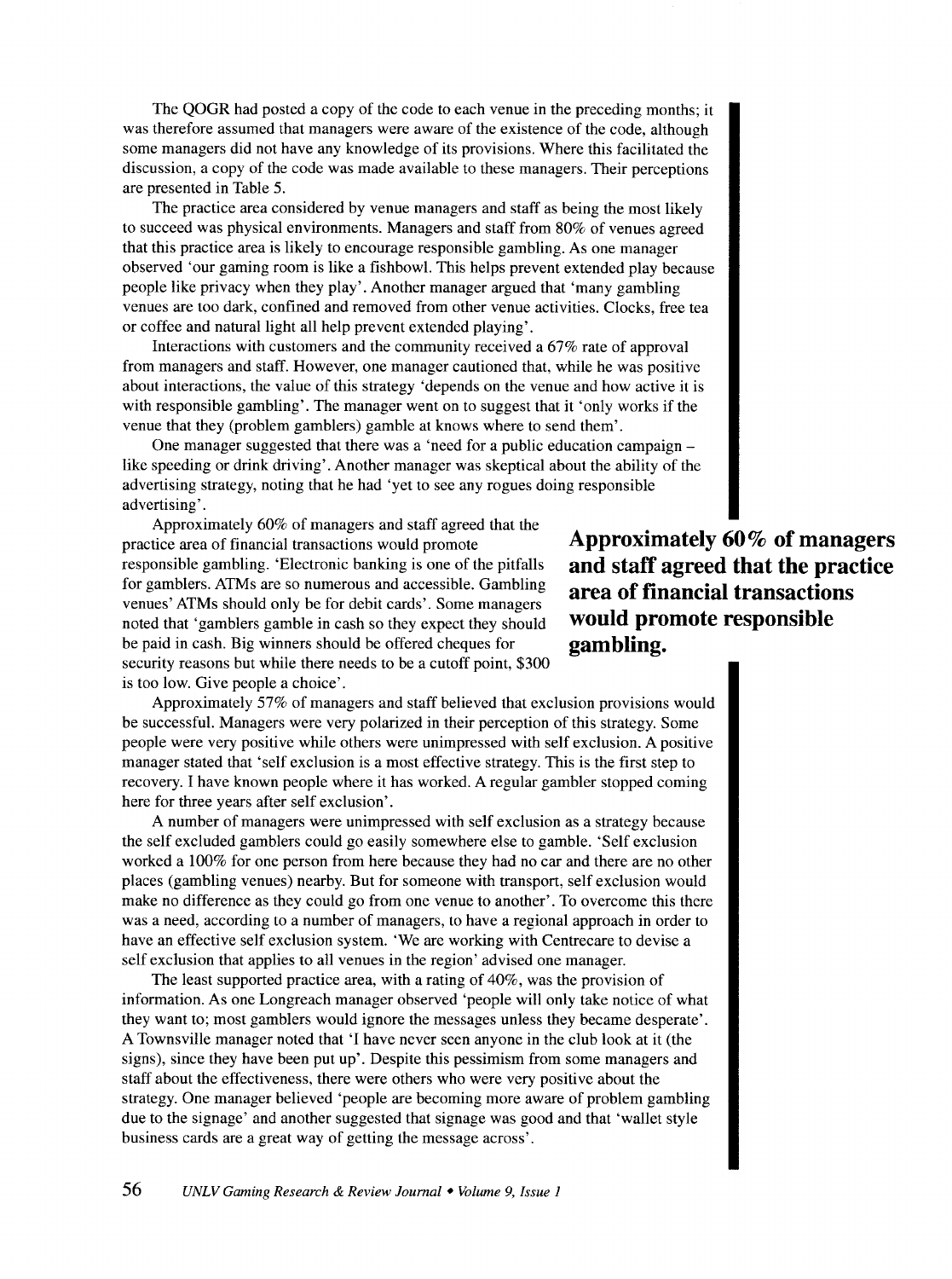The QOGR had posted a copy of the code to each venue in the preceding months; it was therefore assumed that managers were aware of the existence of the code, although some managers did not have any knowledge of its provisions. Where this facilitated the discussion, a copy of the code was made available to these managers. Their perceptions are presented in Table 5.

The practice area considered by venue managers and staff as being the most likely to succeed was physical environments. Managers and staff from 80% of venues agreed that this practice area is likely to encourage responsible gambling. As one manager observed 'our gaming room is like a fishbowl. This helps prevent extended play because people like privacy when they play'. Another manager argued that 'many gambling venues are too dark, confined and removed from other venue activities. Clocks, free tea or coffee and natural light all help prevent extended playing'.

Interactions with customers and the community received a 67% rate of approval from managers and staff. However, one manager cautioned that, while he was positive about interactions, the value of this strategy 'depends on the venue and how active it is with responsible gambling'. The manager went on to suggest that it 'only works if the venue that they (problem gamblers) gamble at knows where to send them'.

One manager suggested that there was a 'need for a public education campaign – like speeding or drink driving'. Another manager was skeptical about the ability of the advertising strategy, noting that he had 'yet to see any rogues doing responsible advertising'.

Approximately 60% of managers and staff agreed that the practice area of financial transactions would promote responsible gambling. 'Electronic banking is one of the pitfalls for gamblers. ATMs are so numerous and accessible. Gambling venues' ATMs should only be for debit cards'. Some managers noted that 'gamblers gamble in cash so they expect they should be paid in cash. Big winners should be offered cheques for security reasons but while there needs to be a cutoff point, $300 is too low. Give people a choice'.

**Approximately 60% of managers and staff agreed that the practice area of financial transactions would promote responsible gambling.**

Approximately 57% of managers and staff believed that exclusion provisions would be successful. Managers were very polarized in their perception of this strategy. Some people were very positive while others were unimpressed with self exclusion. A positive manager stated that 'self exclusion is a most effective strategy. This is the first step to recovery. I have known people where it has worked. A regular gambler stopped coming here for three years after self exclusion'.

A number of managers were unimpressed with self exclusion as a strategy because the self excluded gamblers could go easily somewhere else to gamble. 'Self exclusion worked a 100% for one person from here because they had no car and there are no other places (gambling venues) nearby. But for someone with transport, self exclusion would make no difference as they could go from one venue to another'. To overcome this there was a need, according to a number of managers, to have a regional approach in order to have an effective self exclusion system. 'We are working with Centrecare to devise a self exclusion that applies to all venues in the region' advised one manager.

The least supported practice area, with a rating of 40%, was the provision of information. As one Longreach manager observed 'people will only take notice of what they want to; most gamblers would ignore the messages unless they became desperate'. A Townsville manager noted that 'I have never seen anyone in the club look at it (the signs), since they have been put up'. Despite this pessimism from some managers and staff about the effectiveness, there were others who were very positive about the strategy. One manager believed 'people are becoming more aware of problem gambling due to the signage' and another suggested that signage was good and that 'wallet style business cards are a great way of getting the message across'.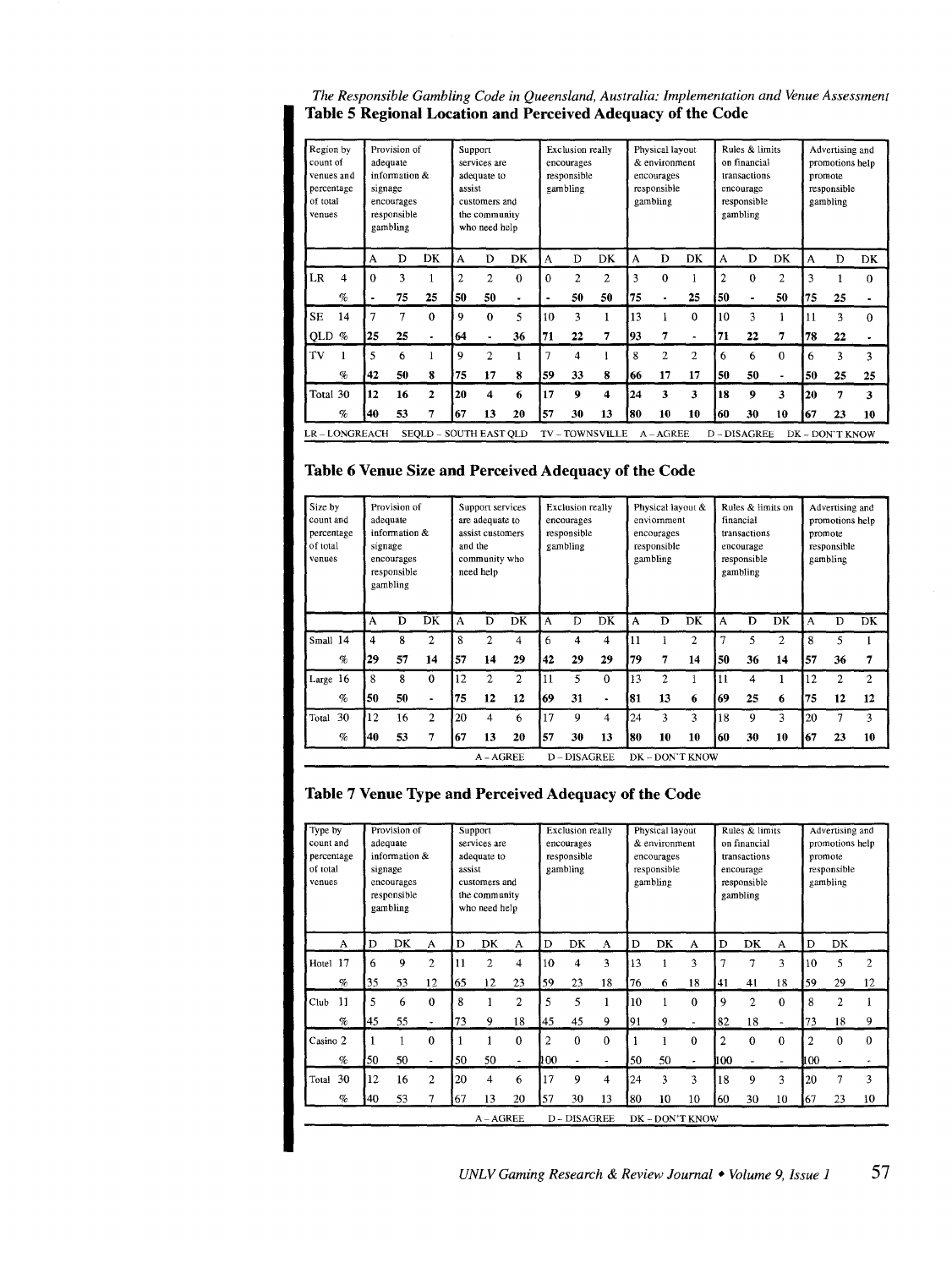## Table 5 Regional Location and Perceived Adequacy of the Code

| Region by count of venues and percentage of total venues | Provision of adequate information & signage encourages responsible gambling | | | Support services are adequate to assist customers and the community who need help | | | Exclusion really encourages responsible gambling | | | Physical layout & environment encourages responsible gambling | | | Rules & limits on financial transactions encourage responsible gambling | | | Advertising and promotions help promote responsible gambling | | |
|---|---|---|---|---|---|---|---|---|---|---|---|---|---|---|---|---|---|---|
| | A | D | DK | A | D | DK | A | D | DK | A | D | DK | A | D | DK | A | D | DK |
| LR 4 | 0 | 3 | 1 | 2 | 2 | 0 | 0 | 2 | 2 | 3 | 0 | 1 | 2 | 0 | 2 | 3 | 1 | 0 |
| % | **-** | **75** | **25** | **50** | **50** | **-** | **-** | **50** | **50** | **75** | **-** | **25** | **50** | **-** | **50** | **75** | **25** | **-** |
| SE 14 | 7 | 7 | 0 | 9 | 0 | 5 | 10 | 3 | 1 | 13 | 1 | 0 | 10 | 3 | 1 | 11 | 3 | 0 |
| QLD % | **25** | **25** | **-** | **64** | **-** | **36** | **71** | **22** | **7** | **93** | **7** | **-** | **71** | **22** | **7** | **78** | **22** | **-** |
| TV 1 | 5 | 6 | 1 | 9 | 2 | 1 | 7 | 4 | 1 | 8 | 2 | 2 | 6 | 6 | 0 | 6 | 3 | 3 |
| % | **42** | **50** | **8** | **75** | **17** | **8** | **59** | **33** | **8** | **66** | **17** | **17** | **50** | **50** | **-** | **50** | **25** | **25** |
| Total 30 | **12** | **16** | **2** | **20** | **4** | **6** | **17** | **9** | **4** | **24** | **3** | **3** | **18** | **9** | **3** | **20** | **7** | **3** |
| % | **40** | **53** | **7** | **67** | **13** | **20** | **57** | **30** | **13** | **80** | **10** | **10** | **60** | **30** | **10** | **67** | **23** | **10** |

LR – LONGREACH SEQLD – SOUTH EAST QLD TV – TOWNSVILLE A – AGREE D – DISAGREE DK – DON'T KNOW

## Table 6 Venue Size and Perceived Adequacy of the Code

| Size by count and percentage of total venues | Provision of adequate information & signage encourages responsible gambling | | | Support services are adequate to assist customers and the community who need help | | | Exclusion really encourages responsible gambling | | | Physical layout & enviornment encourages responsible gambling | | | Rules & limits on financial transactions encourage responsible gambling | | | Advertising and promotions help promote responsible gambling | | |
|---|---|---|---|---|---|---|---|---|---|---|---|---|---|---|---|---|---|---|
| | A | D | DK | A | D | DK | A | D | DK | A | D | DK | A | D | DK | A | D | DK |
| Small 14 | 4 | 8 | 2 | 8 | 2 | 4 | 6 | 4 | 4 | 11 | 1 | 2 | 7 | 5 | 2 | 8 | 5 | 1 |
| % | **29** | **57** | **14** | **57** | **14** | **29** | **42** | **29** | **29** | **79** | **7** | **14** | **50** | **36** | **14** | **57** | **36** | **7** |
| Large 16 | 8 | 8 | 0 | 12 | 2 | 2 | 11 | 5 | 0 | 13 | 2 | 1 | 11 | 4 | 1 | 12 | 2 | 2 |
| % | **50** | **50** | **-** | **75** | **12** | **12** | **69** | **31** | **-** | **81** | **13** | **6** | **69** | **25** | **6** | **75** | **12** | **12** |
| Total 30 | 12 | 16 | 2 | 20 | 4 | 6 | 17 | 9 | 4 | 24 | 3 | 3 | 18 | 9 | 3 | 20 | 7 | 3 |
| % | **40** | **53** | **7** | **67** | **13** | **20** | **57** | **30** | **13** | **80** | **10** | **10** | **60** | **30** | **10** | **67** | **23** | **10** |

A – AGREE D – DISAGREE DK – DON'T KNOW

## Table 7 Venue Type and Perceived Adequacy of the Code

| Type by count and percentage of total venues | Provision of adequate information & signage encourages responsible gambling | | | Support services are adequate to assist customers and the community who need help | | | Exclusion really encourages responsible gambling | | | Physical layout & environment encourages responsible gambling | | | Rules & limits on financial transactions encourage responsible gambling | | | Advertising and promotions help promote responsible gambling | | |
|---|---|---|---|---|---|---|---|---|---|---|---|---|---|---|---|---|---|---|
| A | D | DK | A | D | DK | A | D | DK | A | D | DK | A | D | DK | A | D | DK | |
| Hotel 17 | 6 | 9 | 2 | 11 | 2 | 4 | 10 | 4 | 3 | 13 | 1 | 3 | 7 | 7 | 3 | 10 | 5 | 2 |
| % | 35 | 53 | 12 | 65 | 12 | 23 | 59 | 23 | 18 | 76 | 6 | 18 | 41 | 41 | 18 | 59 | 29 | 12 |
| Club 11 | 5 | 6 | 0 | 8 | 1 | 2 | 5 | 5 | 1 | 10 | 1 | 0 | 9 | 2 | 0 | 8 | 2 | 1 |
| % | 45 | 55 | - | 73 | 9 | 18 | 45 | 45 | 9 | 91 | 9 | - | 82 | 18 | - | 73 | 18 | 9 |
| Casino 2 | 1 | 1 | 0 | 1 | 1 | 0 | 2 | 0 | 0 | 1 | 1 | 0 | 2 | 0 | 0 | 2 | 0 | 0 |
| % | 50 | 50 | - | 50 | 50 | - | 100 | - | - | 50 | 50 | - | 100 | - | - | 100 | - | - |
| Total 30 | 12 | 16 | 2 | 20 | 4 | 6 | 17 | 9 | 4 | 24 | 3 | 3 | 18 | 9 | 3 | 20 | 7 | 3 |
| % | 40 | 53 | 7 | 67 | 13 | 20 | 57 | 30 | 13 | 80 | 10 | 10 | 60 | 30 | 10 | 67 | 23 | 10 |

A – AGREE D – DISAGREE DK – DON'T KNOW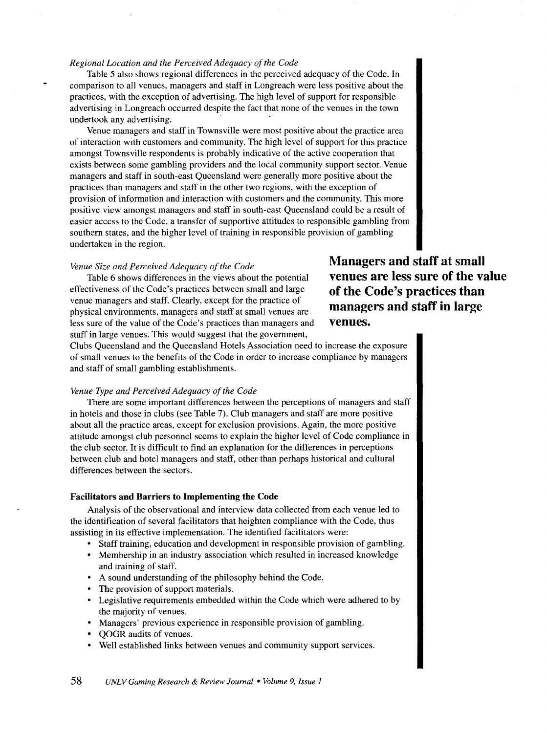*Regional Location and the Perceived Adequacy of the Code*

Table 5 also shows regional differences in the perceived adequacy of the Code. In comparison to all venues, managers and staff in Longreach were less positive about the practices, with the exception of advertising. The high level of support for responsible advertising in Longreach occurred despite the fact that none of the venues in the town undertook any advertising.

Venue managers and staff in Townsville were most positive about the practice area of interaction with customers and community. The high level of support for this practice amongst Townsville respondents is probably indicative of the active cooperation that exists between some gambling providers and the local community support sector. Venue managers and staff in south-east Queensland were generally more positive about the practices than managers and staff in the other two regions, with the exception of provision of information and interaction with customers and the community. This more positive view amongst managers and staff in south-east Queensland could be a result of easier access to the Code, a transfer of supportive attitudes to responsible gambling from southern states, and the higher level of training in responsible provision of gambling undertaken in the region.

*Venue Size and Perceived Adequacy of the Code*

**Managers and staff at small venues are less sure of the value of the Code's practices than managers and staff in large venues.**

Table 6 shows differences in the views about the potential effectiveness of the Code's practices between small and large venue managers and staff. Clearly, except for the practice of physical environments, managers and staff at small venues are less sure of the value of the Code's practices than managers and staff in large venues. This would suggest that the government, Clubs Queensland and the Queensland Hotels Association need to increase the exposure of small venues to the benefits of the Code in order to increase compliance by managers and staff of small gambling establishments.

*Venue Type and Perceived Adequacy of the Code*

There are some important differences between the perceptions of managers and staff in hotels and those in clubs (see Table 7). Club managers and staff are more positive about all the practice areas, except for exclusion provisions. Again, the more positive attitude amongst club personnel seems to explain the higher level of Code compliance in the club sector. It is difficult to find an explanation for the differences in perceptions between club and hotel managers and staff, other than perhaps historical and cultural differences between the sectors.

**Facilitators and Barriers to Implementing the Code**

Analysis of the observational and interview data collected from each venue led to the identification of several facilitators that heighten compliance with the Code, thus assisting in its effective implementation. The identified facilitators were:

- Staff training, education and development in responsible provision of gambling.
- Membership in an industry association which resulted in increased knowledge and training of staff.
- A sound understanding of the philosophy behind the Code.
- The provision of support materials.
- Legislative requirements embedded within the Code which were adhered to by the majority of venues.
- Managers' previous experience in responsible provision of gambling.
- QOGR audits of venues.
- Well established links between venues and community support services.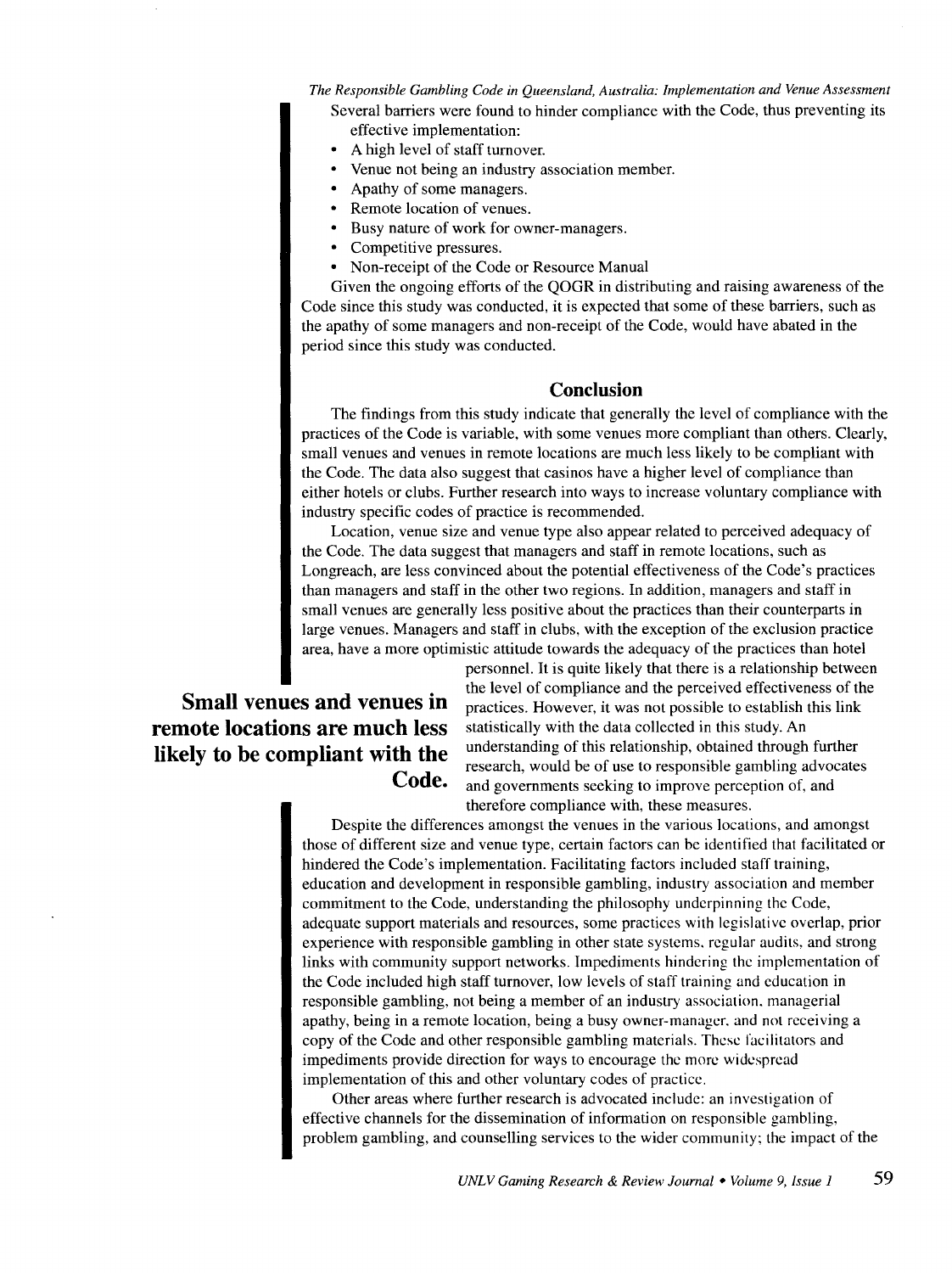Several barriers were found to hinder compliance with the Code, thus preventing its effective implementation:

- A high level of staff turnover.
- Venue not being an industry association member.
- Apathy of some managers.
- Remote location of venues.
- Busy nature of work for owner-managers.
- Competitive pressures.
- Non-receipt of the Code or Resource Manual

Given the ongoing efforts of the QOGR in distributing and raising awareness of the Code since this study was conducted, it is expected that some of these barriers, such as the apathy of some managers and non-receipt of the Code, would have abated in the period since this study was conducted.

## Conclusion

The findings from this study indicate that generally the level of compliance with the practices of the Code is variable, with some venues more compliant than others. Clearly, small venues and venues in remote locations are much less likely to be compliant with the Code. The data also suggest that casinos have a higher level of compliance than either hotels or clubs. Further research into ways to increase voluntary compliance with industry specific codes of practice is recommended.

Location, venue size and venue type also appear related to perceived adequacy of the Code. The data suggest that managers and staff in remote locations, such as Longreach, are less convinced about the potential effectiveness of the Code's practices than managers and staff in the other two regions. In addition, managers and staff in small venues are generally less positive about the practices than their counterparts in large venues. Managers and staff in clubs, with the exception of the exclusion practice area, have a more optimistic attitude towards the adequacy of the practices than hotel personnel. It is quite likely that there is a relationship between the level of compliance and the perceived effectiveness of the practices. However, it was not possible to establish this link statistically with the data collected in this study. An understanding of this relationship, obtained through further research, would be of use to responsible gambling advocates and governments seeking to improve perception of, and therefore compliance with, these measures.

**Small venues and venues in remote locations are much less likely to be compliant with the Code.**

Despite the differences amongst the venues in the various locations, and amongst those of different size and venue type, certain factors can be identified that facilitated or hindered the Code's implementation. Facilitating factors included staff training, education and development in responsible gambling, industry association and member commitment to the Code, understanding the philosophy underpinning the Code, adequate support materials and resources, some practices with legislative overlap, prior experience with responsible gambling in other state systems, regular audits, and strong links with community support networks. Impediments hindering the implementation of the Code included high staff turnover, low levels of staff training and education in responsible gambling, not being a member of an industry association, managerial apathy, being in a remote location, being a busy owner-manager, and not receiving a copy of the Code and other responsible gambling materials. These facilitators and impediments provide direction for ways to encourage the more widespread implementation of this and other voluntary codes of practice.

Other areas where further research is advocated include: an investigation of effective channels for the dissemination of information on responsible gambling, problem gambling, and counselling services to the wider community; the impact of the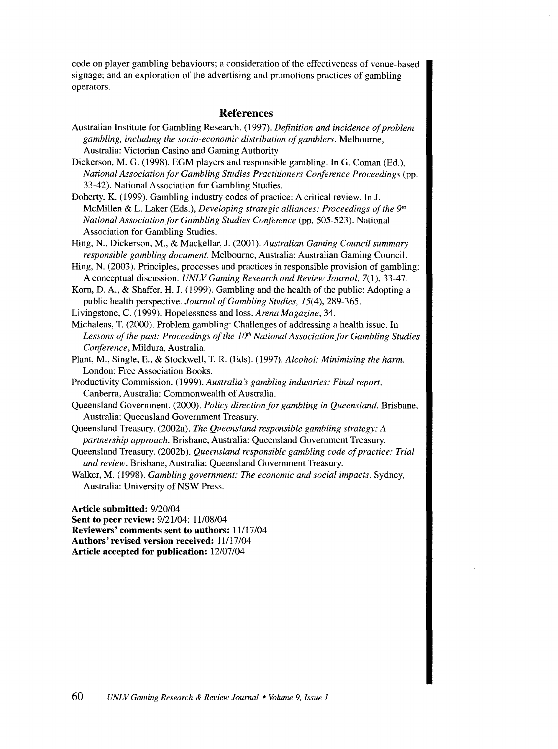code on player gambling behaviours; a consideration of the effectiveness of venue-based signage; and an exploration of the advertising and promotions practices of gambling operators.

## References

Australian Institute for Gambling Research. (1997). *Definition and incidence of problem gambling, including the socio-economic distribution of gamblers*. Melbourne, Australia: Victorian Casino and Gaming Authority.

Dickerson, M. G. (1998). EGM players and responsible gambling. In G. Coman (Ed.), *National Association for Gambling Studies Practitioners Conference Proceedings* (pp. 33-42). National Association for Gambling Studies.

Doherty, K. (1999). Gambling industry codes of practice: A critical review. In J. McMillen & L. Laker (Eds.), *Developing strategic alliances: Proceedings of the 9th National Association for Gambling Studies Conference* (pp. 505-523). National Association for Gambling Studies.

Hing, N., Dickerson, M., & Mackellar, J. (2001). *Australian Gaming Council summary responsible gambling document*. Melbourne, Australia: Australian Gaming Council.

Hing, N. (2003). Principles, processes and practices in responsible provision of gambling: A conceptual discussion. *UNLV Gaming Research and Review Journal, 7*(1), 33-47.

Korn, D. A., & Shaffer, H. J. (1999). Gambling and the health of the public: Adopting a public health perspective. *Journal of Gambling Studies, 15*(4), 289-365.

Livingstone, C. (1999). Hopelessness and loss. *Arena Magazine*, 34.

Michaleas, T. (2000). Problem gambling: Challenges of addressing a health issue. In *Lessons of the past: Proceedings of the 10th National Association for Gambling Studies Conference*, Mildura, Australia.

Plant, M., Single, E., & Stockwell, T. R. (Eds). (1997). *Alcohol: Minimising the harm*. London: Free Association Books.

Productivity Commission. (1999). *Australia's gambling industries: Final report*. Canberra, Australia: Commonwealth of Australia.

Queensland Government. (2000). *Policy direction for gambling in Queensland*. Brisbane, Australia: Queensland Government Treasury.

Queensland Treasury. (2002a). *The Queensland responsible gambling strategy: A partnership approach*. Brisbane, Australia: Queensland Government Treasury.

Queensland Treasury. (2002b). *Queensland responsible gambling code of practice: Trial and review*. Brisbane, Australia: Queensland Government Treasury.

Walker, M. (1998). *Gambling government: The economic and social impacts*. Sydney, Australia: University of NSW Press.

**Article submitted:** 9/20/04
**Sent to peer review:** 9/21/04: 11/08/04
**Reviewers' comments sent to authors:** 11/17/04
**Authors' revised version received:** 11/17/04
**Article accepted for publication:** 12/07/04